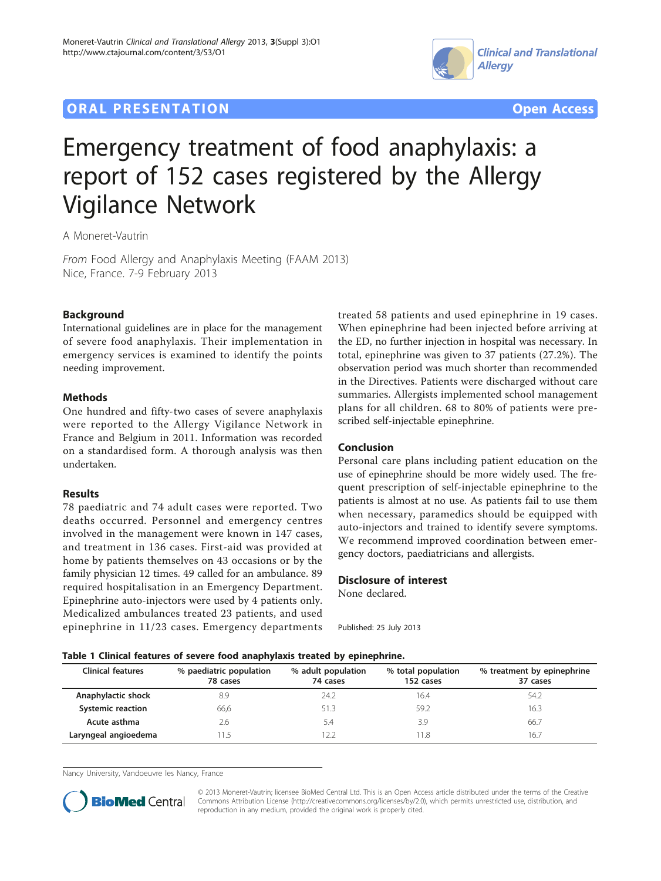ORAL PRESENTATION

Open Access

# Emergency treatment of food anaphylaxis: a report of 152 cases registered by the Allergy Vigilance Network

A Moneret-Vautrin

*From* Food Allergy and Anaphylaxis Meeting (FAAM 2013)
Nice, France. 7-9 February 2013

## Background

International guidelines are in place for the management of severe food anaphylaxis. Their implementation in emergency services is examined to identify the points needing improvement.

## Methods

One hundred and fifty-two cases of severe anaphylaxis were reported to the Allergy Vigilance Network in France and Belgium in 2011. Information was recorded on a standardised form. A thorough analysis was then undertaken.

## Results

78 paediatric and 74 adult cases were reported. Two deaths occurred. Personnel and emergency centres involved in the management were known in 147 cases, and treatment in 136 cases. First-aid was provided at home by patients themselves on 43 occasions or by the family physician 12 times. 49 called for an ambulance. 89 required hospitalisation in an Emergency Department. Epinephrine auto-injectors were used by 4 patients only. Medicalized ambulances treated 23 patients, and used epinephrine in 11/23 cases. Emergency departments treated 58 patients and used epinephrine in 19 cases. When epinephrine had been injected before arriving at the ED, no further injection in hospital was necessary. In total, epinephrine was given to 37 patients (27.2%). The observation period was much shorter than recommended in the Directives. Patients were discharged without care summaries. Allergists implemented school management plans for all children. 68 to 80% of patients were prescribed self-injectable epinephrine.

## Conclusion

Personal care plans including patient education on the use of epinephrine should be more widely used. The frequent prescription of self-injectable epinephrine to the patients is almost at no use. As patients fail to use them when necessary, paramedics should be equipped with auto-injectors and trained to identify severe symptoms. We recommend improved coordination between emergency doctors, paediatricians and allergists.

## Disclosure of interest

None declared.

Published: 25 July 2013

**Table 1 Clinical features of severe food anaphylaxis treated by epinephrine.**

| Clinical features | % paediatric population 78 cases | % adult population 74 cases | % total population 152 cases | % treatment by epinephrine 37 cases |
|---|---|---|---|---|
| Anaphylactic shock | 8.9 | 24.2 | 16.4 | 54.2 |
| Systemic reaction | 66,6 | 51.3 | 59.2 | 16.3 |
| Acute asthma | 2.6 | 5.4 | 3.9 | 66.7 |
| Laryngeal angioedema | 11.5 | 12.2 | 11.8 | 16.7 |

Nancy University, Vandoeuvre les Nancy, France

© 2013 Moneret-Vautrin; licensee BioMed Central Ltd. This is an Open Access article distributed under the terms of the Creative Commons Attribution License (http://creativecommons.org/licenses/by/2.0), which permits unrestricted use, distribution, and reproduction in any medium, provided the original work is properly cited.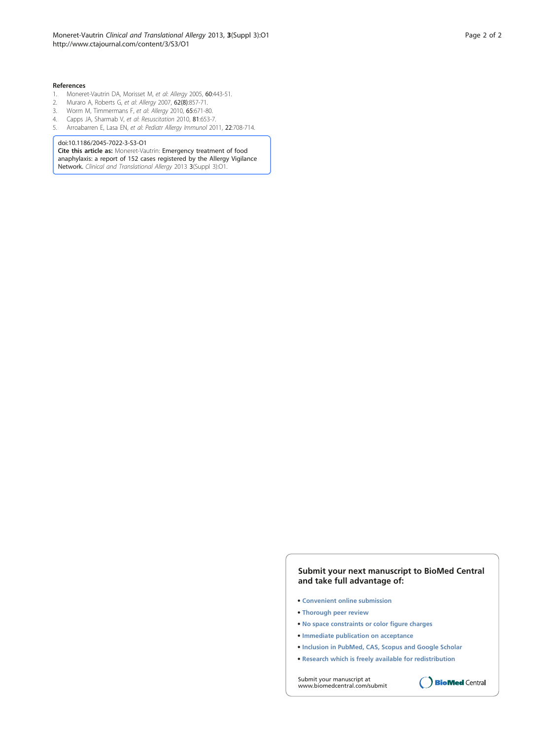### References

1. Moneret-Vautrin DA, Morisset M, *et al*: *Allergy* 2005, **60**:443-51.
2. Muraro A, Roberts G, *et al*: *Allergy* 2007, **62(8)**:857-71.
3. Worm M, Timmermans F, *et al*: *Allergy* 2010, **65**:671-80.
4. Capps JA, Sharmab V, *et al*: *Resuscitation* 2010, **81**:653-7.
5. Arroabarren E, Lasa EN, *et al*: *Pediatr Allergy Immunol* 2011, **22**:708-714.

doi:10.1186/2045-7022-3-S3-O1
**Cite this article as:** Moneret-Vautrin: Emergency treatment of food anaphylaxis: a report of 152 cases registered by the Allergy Vigilance Network. *Clinical and Translational Allergy* 2013 **3**(Suppl 3):O1.

**Submit your next manuscript to BioMed Central and take full advantage of:**

- **Convenient online submission**
- **Thorough peer review**
- **No space constraints or color figure charges**
- **Immediate publication on acceptance**
- **Inclusion in PubMed, CAS, Scopus and Google Scholar**
- **Research which is freely available for redistribution**

Submit your manuscript at
www.biomedcentral.com/submit

BioMed Central